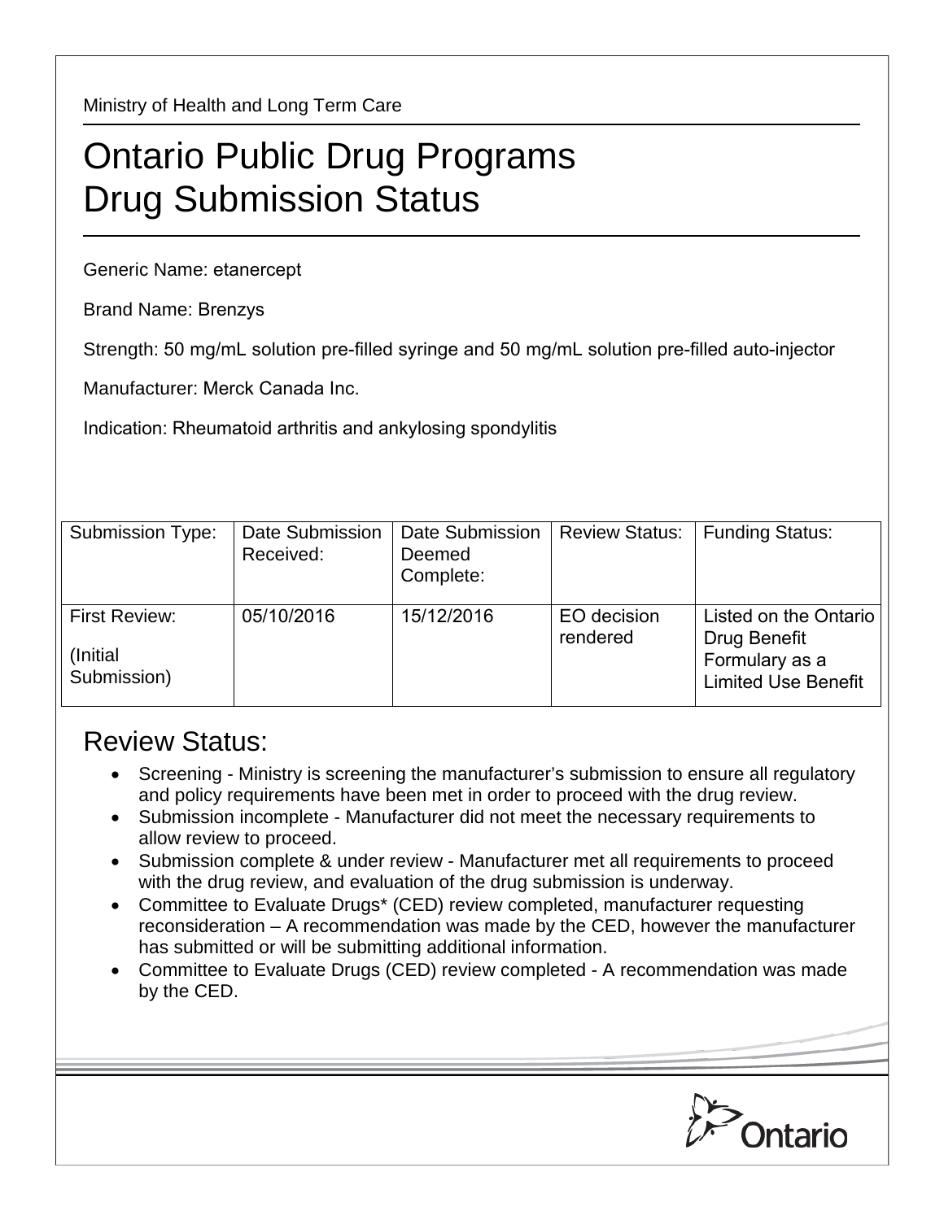Ministry of Health and Long Term Care

# Ontario Public Drug Programs Drug Submission Status

Generic Name: etanercept

Brand Name: Brenzys

Strength: 50 mg/mL solution pre-filled syringe and 50 mg/mL solution pre-filled auto-injector

Manufacturer: Merck Canada Inc.

Indication: Rheumatoid arthritis and ankylosing spondylitis

| Submission Type: | Date Submission Received: | Date Submission Deemed Complete: | Review Status: | Funding Status: |
|---|---|---|---|---|
| First Review: (Initial Submission) | 05/10/2016 | 15/12/2016 | EO decision rendered | Listed on the Ontario Drug Benefit Formulary as a Limited Use Benefit |

## Review Status:

- Screening - Ministry is screening the manufacturer's submission to ensure all regulatory and policy requirements have been met in order to proceed with the drug review.
- Submission incomplete - Manufacturer did not meet the necessary requirements to allow review to proceed.
- Submission complete & under review - Manufacturer met all requirements to proceed with the drug review, and evaluation of the drug submission is underway.
- Committee to Evaluate Drugs* (CED) review completed, manufacturer requesting reconsideration – A recommendation was made by the CED, however the manufacturer has submitted or will be submitting additional information.
- Committee to Evaluate Drugs (CED) review completed - A recommendation was made by the CED.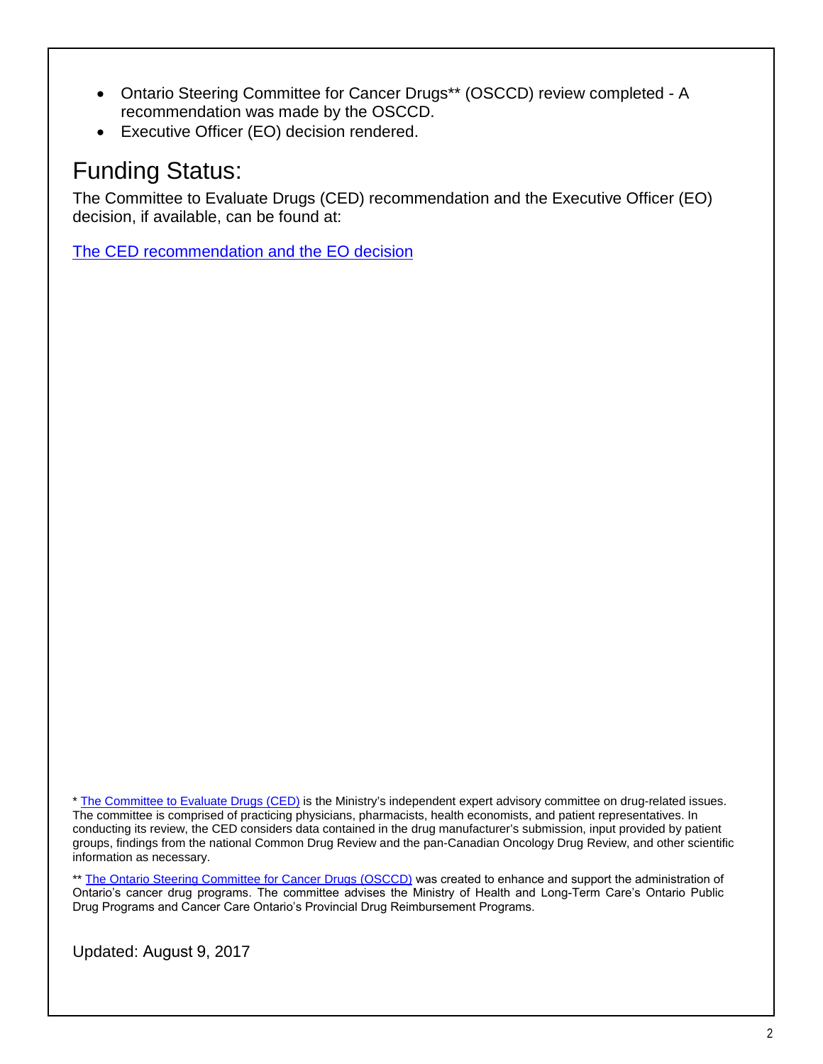- Ontario Steering Committee for Cancer Drugs** (OSCCD) review completed - A recommendation was made by the OSCCD.
- Executive Officer (EO) decision rendered.

# Funding Status:

The Committee to Evaluate Drugs (CED) recommendation and the Executive Officer (EO) decision, if available, can be found at:

The CED recommendation and the EO decision

* The Committee to Evaluate Drugs (CED) is the Ministry's independent expert advisory committee on drug-related issues. The committee is comprised of practicing physicians, pharmacists, health economists, and patient representatives. In conducting its review, the CED considers data contained in the drug manufacturer's submission, input provided by patient groups, findings from the national Common Drug Review and the pan-Canadian Oncology Drug Review, and other scientific information as necessary.

** The Ontario Steering Committee for Cancer Drugs (OSCCD) was created to enhance and support the administration of Ontario's cancer drug programs. The committee advises the Ministry of Health and Long-Term Care's Ontario Public Drug Programs and Cancer Care Ontario's Provincial Drug Reimbursement Programs.

Updated: August 9, 2017